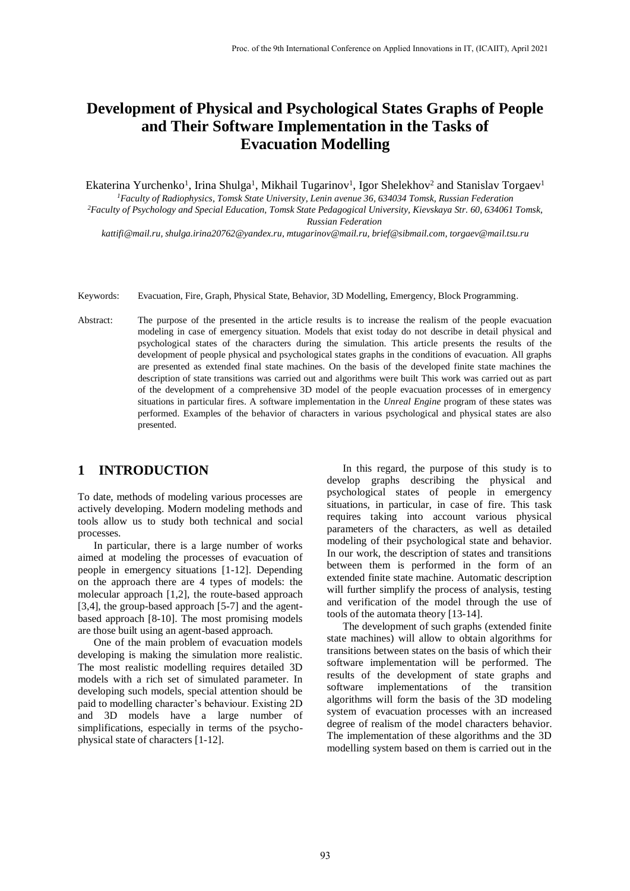# Development of Physical and Psychological States Graphs of People and Their Software Implementation in the Tasks of Evacuation Modelling

Ekaterina Yurchenko[1], Irina Shulga[1], Mikhail Tugarinov[1], Igor Shelekhov[2] and Stanislav Torgaev[1]

[1]*Faculty of Radiophysics, Tomsk State University, Lenin avenue 36, 634034 Tomsk, Russian Federation*
[2]*Faculty of Psychology and Special Education, Tomsk State Pedagogical University, Kievskaya Str. 60, 634061 Tomsk, Russian Federation*
*kattifi@mail.ru, shulga.irina20762@yandex.ru, mtugarinov@mail.ru, brief@sibmail.com, torgaev@mail.tsu.ru*

Keywords: Evacuation, Fire, Graph, Physical State, Behavior, 3D Modelling, Emergency, Block Programming.

Abstract: The purpose of the presented in the article results is to increase the realism of the people evacuation modeling in case of emergency situation. Models that exist today do not describe in detail physical and psychological states of the characters during the simulation. This article presents the results of the development of people physical and psychological states graphs in the conditions of evacuation. All graphs are presented as extended final state machines. On the basis of the developed finite state machines the description of state transitions was carried out and algorithms were built This work was carried out as part of the development of a comprehensive 3D model of the people evacuation processes of in emergency situations in particular fires. A software implementation in the *Unreal Engine* program of these states was performed. Examples of the behavior of characters in various psychological and physical states are also presented.

## 1 INTRODUCTION

To date, methods of modeling various processes are actively developing. Modern modeling methods and tools allow us to study both technical and social processes.

In particular, there is a large number of works aimed at modeling the processes of evacuation of people in emergency situations [1-12]. Depending on the approach there are 4 types of models: the molecular approach [1,2], the route-based approach [3,4], the group-based approach [5-7] and the agent-based approach [8-10]. The most promising models are those built using an agent-based approach.

One of the main problem of evacuation models developing is making the simulation more realistic. The most realistic modelling requires detailed 3D models with a rich set of simulated parameter. In developing such models, special attention should be paid to modelling character's behaviour. Existing 2D and 3D models have a large number of simplifications, especially in terms of the psycho-physical state of characters [1-12].

In this regard, the purpose of this study is to develop graphs describing the physical and psychological states of people in emergency situations, in particular, in case of fire. This task requires taking into account various physical parameters of the characters, as well as detailed modeling of their psychological state and behavior. In our work, the description of states and transitions between them is performed in the form of an extended finite state machine. Automatic description will further simplify the process of analysis, testing and verification of the model through the use of tools of the automata theory [13-14].

The development of such graphs (extended finite state machines) will allow to obtain algorithms for transitions between states on the basis of which their software implementation will be performed. The results of the development of state graphs and software implementations of the transition algorithms will form the basis of the 3D modeling system of evacuation processes with an increased degree of realism of the model characters behavior. The implementation of these algorithms and the 3D modelling system based on them is carried out in the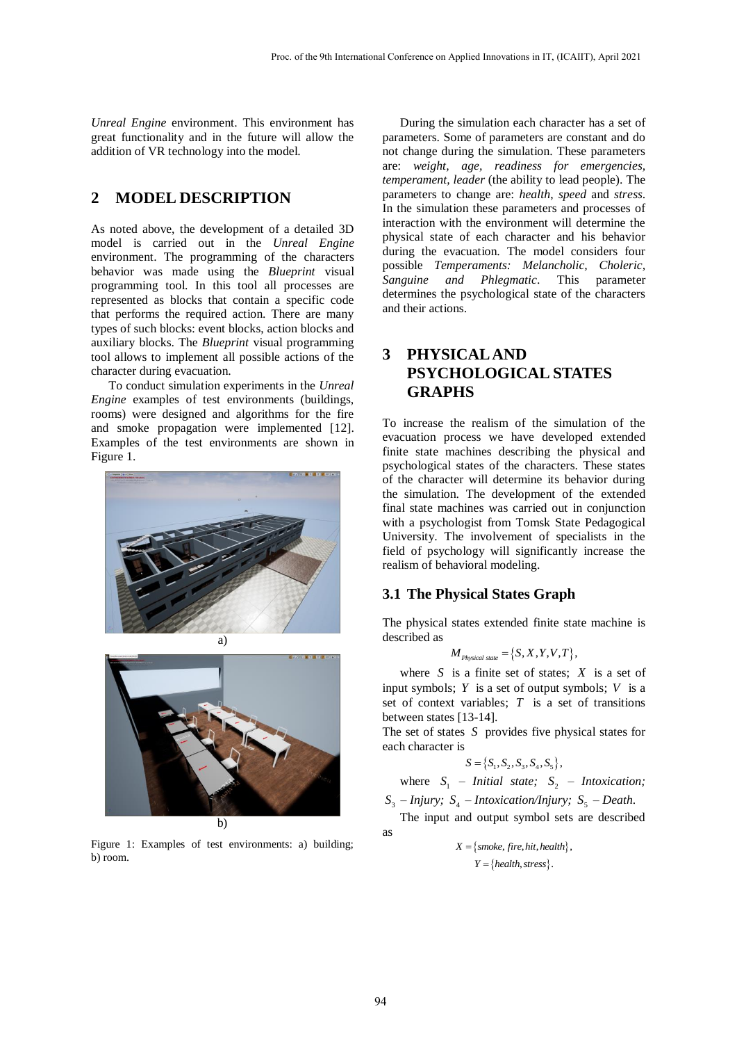*Unreal Engine* environment. This environment has great functionality and in the future will allow the addition of VR technology into the model.

## 2 MODEL DESCRIPTION

As noted above, the development of a detailed 3D model is carried out in the *Unreal Engine* environment. The programming of the characters behavior was made using the *Blueprint* visual programming tool. In this tool all processes are represented as blocks that contain a specific code that performs the required action. There are many types of such blocks: event blocks, action blocks and auxiliary blocks. The *Blueprint* visual programming tool allows to implement all possible actions of the character during evacuation.

To conduct simulation experiments in the *Unreal Engine* examples of test environments (buildings, rooms) were designed and algorithms for the fire and smoke propagation were implemented [12]. Examples of the test environments are shown in Figure 1.

a)

b)

Figure 1: Examples of test environments: a) building; b) room.

During the simulation each character has a set of parameters. Some of parameters are constant and do not change during the simulation. These parameters are: *weight, age, readiness for emergencies, temperament, leader* (the ability to lead people). The parameters to change are: *health*, *speed* and *stress*. In the simulation these parameters and processes of interaction with the environment will determine the physical state of each character and his behavior during the evacuation. The model considers four possible *Temperaments: Melancholic, Choleric, Sanguine and Phlegmatic*. This parameter determines the psychological state of the characters and their actions.

## 3 PHYSICAL AND PSYCHOLOGICAL STATES GRAPHS

To increase the realism of the simulation of the evacuation process we have developed extended finite state machines describing the physical and psychological states of the characters. These states of the character will determine its behavior during the simulation. The development of the extended final state machines was carried out in conjunction with a psychologist from Tomsk State Pedagogical University. The involvement of specialists in the field of psychology will significantly increase the realism of behavioral modeling.

### 3.1 The Physical States Graph

The physical states extended finite state machine is described as

$$M_{Physical\ state} = \{S, X, Y, V, T\},$$

where $S$ is a finite set of states; $X$ is a set of input symbols; $Y$ is a set of output symbols; $V$ is a set of context variables; $T$ is a set of transitions between states [13-14].

The set of states $S$ provides five physical states for each character is

$$S = \{S_1, S_2, S_3, S_4, S_5\},$$

where $S_1$ – *Initial state;* $S_2$ – *Intoxication;* $S_3$ – *Injury;* $S_4$ – *Intoxication/Injury;* $S_5$ – *Death*.

The input and output symbol sets are described as

$$X = \{smoke, fire, hit, health\},$$

$$Y = \{health, stress\}.$$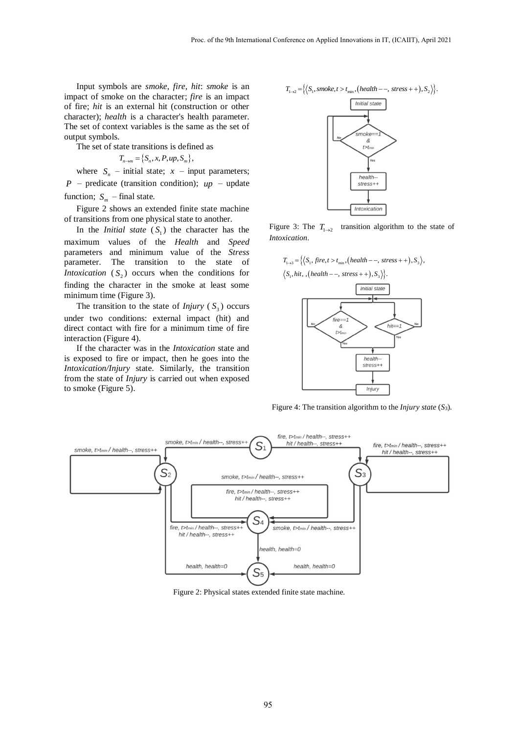Input symbols are *smoke*, *fire*, *hit*: *smoke* is an impact of smoke on the character; *fire* is an impact of fire; *hit* is an external hit (construction or other character); *health* is a character's health parameter. The set of context variables is the same as the set of output symbols.

The set of state transitions is defined as

$$T_{n\to m} = \{S_n, x, P, up, S_m\},$$

where $S_n$ – initial state; $x$ – input parameters; $P$ – predicate (transition condition); $up$ – update function; $S_m$ – final state.

Figure 2 shows an extended finite state machine of transitions from one physical state to another.

In the *Initial state* ($S_1$) the character has the maximum values of the *Health* and *Speed* parameters and minimum value of the *Stress* parameter. The transition to the state of *Intoxication* ($S_2$) occurs when the conditions for finding the character in the smoke at least some minimum time (Figure 3).

The transition to the state of *Injury* ($S_3$) occurs under two conditions: external impact (hit) and direct contact with fire for a minimum time of fire interaction (Figure 4).

If the character was in the *Intoxication* state and is exposed to fire or impact, then he goes into the *Intoxication/Injury* state. Similarly, the transition from the state of *Injury* is carried out when exposed to smoke (Figure 5).

$$T_{1\to 2} = \{\langle S_1, smoke, t > t_{\min}, (health--, stress++), S_2 \rangle\}.$$

Figure 3: The $T_{1\to 2}$ transition algorithm to the state of *Intoxication*.

$$T_{1\to 3} = \{\langle S_1, fire, t > t_{\min}, (health--, stress++), S_3 \rangle,$$
$$\langle S_1, hit, ,(health--, stress++), S_3 \rangle\}.$$

Figure 4: The transition algorithm to the *Injury state* ($S_3$).

Figure 2: Physical states extended finite state machine.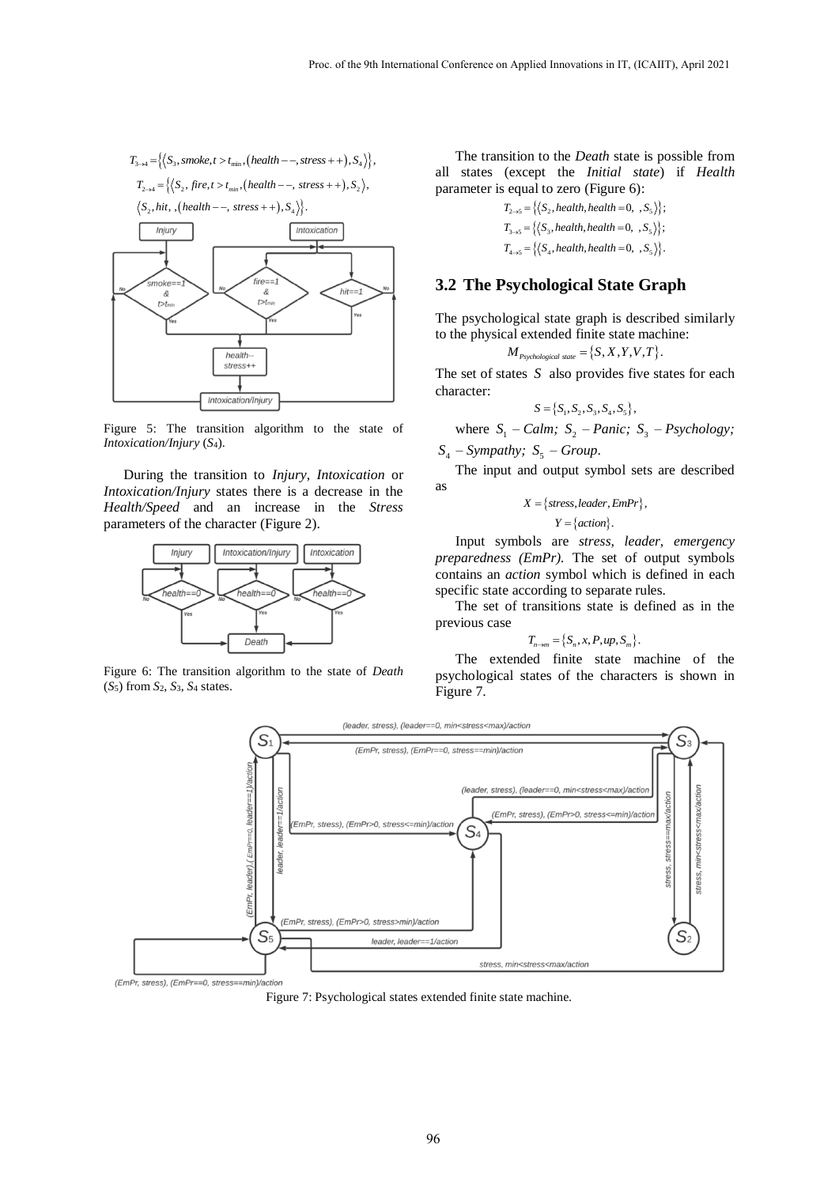$$T_{3\to 4} = \{\langle S_3, smoke, t > t_{\min}, (health --, stress ++), S_4 \rangle\},$$

$$T_{2\to 4} = \{\langle S_2, fire, t > t_{\min}, (health --, stress ++), S_2 \rangle,$$

$$\langle S_2, hit, , (health --, stress ++), S_4 \rangle\}.$$

Figure 5: The transition algorithm to the state of *Intoxication/Injury* ($S_4$).

During the transition to *Injury*, *Intoxication* or *Intoxication/Injury* states there is a decrease in the *Health/Speed* and an increase in the *Stress* parameters of the character (Figure 2).

Figure 6: The transition algorithm to the state of *Death* ($S_5$) from $S_2$, $S_3$, $S_4$ states.

The transition to the *Death* state is possible from all states (except the *Initial state*) if *Health* parameter is equal to zero (Figure 6):

$$T_{2\to 5} = \{\langle S_2, health, health = 0, \ , S_5 \rangle\};$$

$$T_{3\to 5} = \{\langle S_3, health, health = 0, \ , S_5 \rangle\};$$

$$T_{4\to 5} = \{\langle S_4, health, health = 0, \ , S_5 \rangle\}.$$

## 3.2 The Psychological State Graph

The psychological state graph is described similarly to the physical extended finite state machine:

$$M_{Psychological\ state} = \{S, X, Y, V, T\}.$$

The set of states $S$ also provides five states for each character:

$$S = \{S_1, S_2, S_3, S_4, S_5\},$$

where $S_1$ – *Calm;* $S_2$ – *Panic;* $S_3$ – *Psychology;* $S_4$ – *Sympathy;* $S_5$ – *Group*.

The input and output symbol sets are described as

$$X = \{stress, leader, EmPr\},$$

$$Y = \{action\}.$$

Input symbols are *stress, leader, emergency preparedness (EmPr)*. The set of output symbols contains an *action* symbol which is defined in each specific state according to separate rules.

The set of transitions state is defined as in the previous case

$$T_{n\to m} = \{S_n, x, P, up, S_m\}.$$

The extended finite state machine of the psychological states of the characters is shown in Figure 7.

Figure 7: Psychological states extended finite state machine.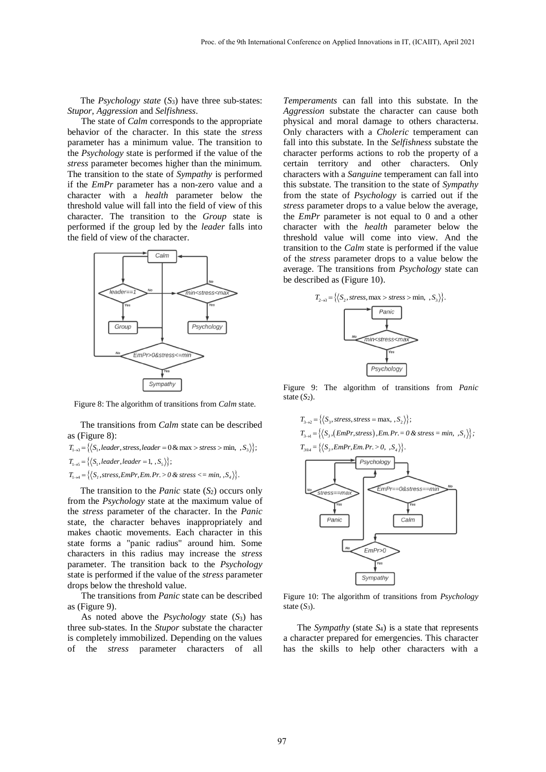The *Psychology state* ($S_3$) have three sub-states: *Stupor*, *Aggression* and *Selfishness*.

The state of *Calm* corresponds to the appropriate behavior of the character. In this state the *stress* parameter has a minimum value. The transition to the *Psychology* state is performed if the value of the *stress* parameter becomes higher than the minimum. The transition to the state of *Sympathy* is performed if the *EmPr* parameter has a non-zero value and a character with a *health* parameter below the threshold value will fall into the field of view of this character. The transition to the *Group* state is performed if the group led by the *leader* falls into the field of view of the character.

Figure 8: The algorithm of transitions from *Calm* state.

The transitions from *Calm* state can be described as (Figure 8):

$$T_{1\to3} = \{\langle S_1, leader, stress, leader = 0 \,\&\, \max > stress > \min, \; , S_3 \rangle\};$$

$$T_{1\to5} = \{\langle S_1, leader, leader = 1, \; , S_5 \rangle\};$$

$$T_{1\to4} = \{\langle S_1, stress, EmPr, Em.Pr. > 0 \,\&\, stress <= min, \; , S_4 \rangle\}.$$

The transition to the *Panic* state ($S_2$) occurs only from the *Psychology* state at the maximum value of the *stress* parameter of the character. In the *Panic* state, the character behaves inappropriately and makes chaotic movements. Each character in this state forms a "panic radius" around him. Some characters in this radius may increase the *stress* parameter. The transition back to the *Psychology* state is performed if the value of the *stress* parameter drops below the threshold value.

The transitions from *Panic* state can be described as (Figure 9).

As noted above the *Psychology* state ($S_3$) has three sub-states. In the *Stupor* substate the character is completely immobilized. Depending on the values of the *stress* parameter characters of all *Temperaments* can fall into this substate. In the *Aggression* substate the character can cause both physical and moral damage to others characterы. Only characters with a *Choleric* temperament can fall into this substate. In the *Selfishness* substate the character performs actions to rob the property of a certain territory and other characters. Only characters with a *Sanguine* temperament can fall into this substate. The transition to the state of *Sympathy* from the state of *Psychology* is carried out if the *stress* parameter drops to a value below the average, the *EmPr* parameter is not equal to 0 and a other character with the *health* parameter below the threshold value will come into view. And the transition to the *Calm* state is performed if the value of the *stress* parameter drops to a value below the average. The transitions from *Psychology* state can be described as (Figure 10).

$$T_{2\to3} = \{\langle S_2, stress, \max > stress > \min, \; , S_3 \rangle\}.$$

Figure 9: The algorithm of transitions from *Panic* state ($S_2$).

$$T_{3\to2} = \{\langle S_3, stress, stress = \max, \; , S_2 \rangle\};$$

$$T_{3\to1} = \{\langle S_3, (EmPr, stress), Em.Pr. = 0 \,\&\, stress = min, \; , S_1 \rangle\};$$

$$T_{3\to4} = \{\langle S_3, EmPr, Em.Pr. > 0, \; , S_4 \rangle\}.$$

Figure 10: The algorithm of transitions from *Psychology* state ($S_3$).

The *Sympathy* (state $S_4$) is a state that represents a character prepared for emergencies. This character has the skills to help other characters with a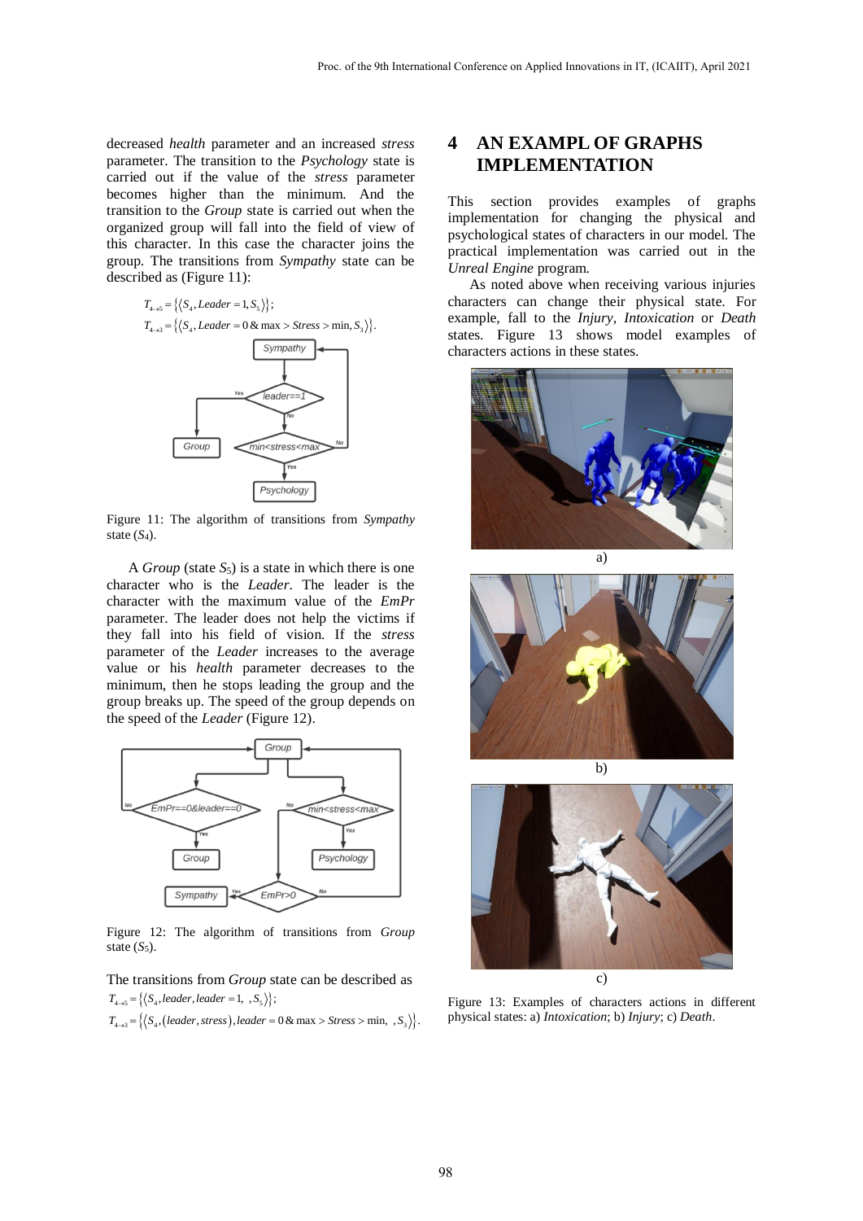decreased *health* parameter and an increased *stress* parameter. The transition to the *Psychology* state is carried out if the value of the *stress* parameter becomes higher than the minimum. And the transition to the *Group* state is carried out when the organized group will fall into the field of view of this character. In this case the character joins the group. The transitions from *Sympathy* state can be described as (Figure 11):

$$T_{4\to 5} = \{\langle S_4, Leader = 1, S_5 \rangle\};$$
$$T_{4\to 3} = \{\langle S_4, Leader = 0 \,\&\, \max > Stress > \min, S_3 \rangle\}.$$

Figure 11: The algorithm of transitions from *Sympathy* state ($S_4$).

A *Group* (state $S_5$) is a state in which there is one character who is the *Leader*. The leader is the character with the maximum value of the *EmPr* parameter. The leader does not help the victims if they fall into his field of vision. If the *stress* parameter of the *Leader* increases to the average value or his *health* parameter decreases to the minimum, then he stops leading the group and the group breaks up. The speed of the group depends on the speed of the *Leader* (Figure 12).

Figure 12: The algorithm of transitions from *Group* state ($S_5$).

The transitions from *Group* state can be described as

$$T_{4\to 5} = \{\langle S_4, leader, leader = 1, \; , S_5 \rangle\};$$
$$T_{4\to 3} = \{\langle S_4, (leader, stress), leader = 0 \,\&\, \max > Stress > \min, \; , S_3 \rangle\}.$$

## 4 AN EXAMPL OF GRAPHS IMPLEMENTATION

This section provides examples of graphs implementation for changing the physical and psychological states of characters in our model. The practical implementation was carried out in the *Unreal Engine* program.

As noted above when receiving various injuries characters can change their physical state. For example, fall to the *Injury*, *Intoxication* or *Death* states. Figure 13 shows model examples of characters actions in these states.

a)

b)

c)

Figure 13: Examples of characters actions in different physical states: a) *Intoxication*; b) *Injury*; c) *Death*.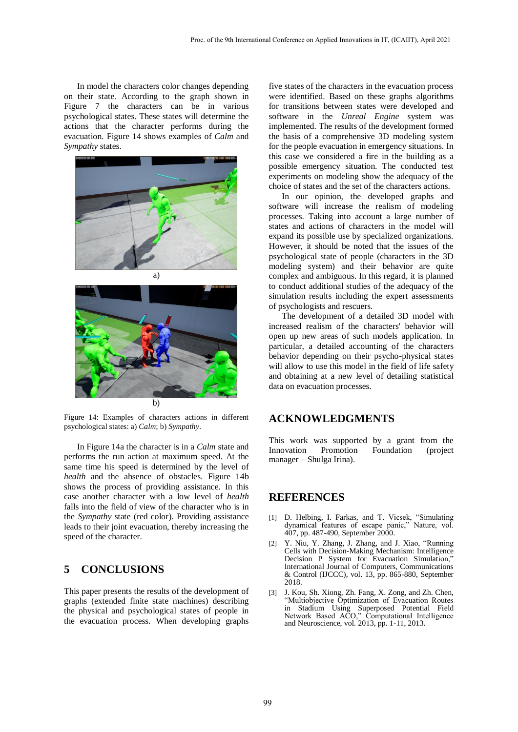In model the characters color changes depending on their state. According to the graph shown in Figure 7 the characters can be in various psychological states. These states will determine the actions that the character performs during the evacuation. Figure 14 shows examples of *Calm* and *Sympathy* states.

a)

b)

Figure 14: Examples of characters actions in different psychological states: a) *Calm*; b) *Sympathy*.

In Figure 14a the character is in a *Calm* state and performs the run action at maximum speed. At the same time his speed is determined by the level of *health* and the absence of obstacles. Figure 14b shows the process of providing assistance. In this case another character with a low level of *health* falls into the field of view of the character who is in the *Sympathy* state (red color). Providing assistance leads to their joint evacuation, thereby increasing the speed of the character.

## 5 CONCLUSIONS

This paper presents the results of the development of graphs (extended finite state machines) describing the physical and psychological states of people in the evacuation process. When developing graphs five states of the characters in the evacuation process were identified. Based on these graphs algorithms for transitions between states were developed and software in the *Unreal Engine* system was implemented. The results of the development formed the basis of a comprehensive 3D modeling system for the people evacuation in emergency situations. In this case we considered a fire in the building as a possible emergency situation. The conducted test experiments on modeling show the adequacy of the choice of states and the set of the characters actions.

In our opinion, the developed graphs and software will increase the realism of modeling processes. Taking into account a large number of states and actions of characters in the model will expand its possible use by specialized organizations. However, it should be noted that the issues of the psychological state of people (characters in the 3D modeling system) and their behavior are quite complex and ambiguous. In this regard, it is planned to conduct additional studies of the adequacy of the simulation results including the expert assessments of psychologists and rescuers.

The development of a detailed 3D model with increased realism of the characters' behavior will open up new areas of such models application. In particular, a detailed accounting of the characters behavior depending on their psycho-physical states will allow to use this model in the field of life safety and obtaining at a new level of detailing statistical data on evacuation processes.

## ACKNOWLEDGMENTS

This work was supported by a grant from the Innovation Promotion Foundation (project manager – Shulga Irina).

## REFERENCES

[1] D. Helbing, I. Farkas, and T. Vicsek, "Simulating dynamical features of escape panic," Nature, vol. 407, pp. 487-490, September 2000.

[2] Y. Niu, Y. Zhang, J. Zhang, and J. Xiao, "Running Cells with Decision-Making Mechanism: Intelligence Decision P System for Evacuation Simulation," International Journal of Computers, Communications & Control (IJCCC), vol. 13, pp. 865-880, September 2018.

[3] J. Kou, Sh. Xiong, Zh. Fang, X. Zong, and Zh. Chen, "Multiobjective Optimization of Evacuation Routes in Stadium Using Superposed Potential Field Network Based ACO," Computational Intelligence and Neuroscience, vol. 2013, pp. 1-11, 2013.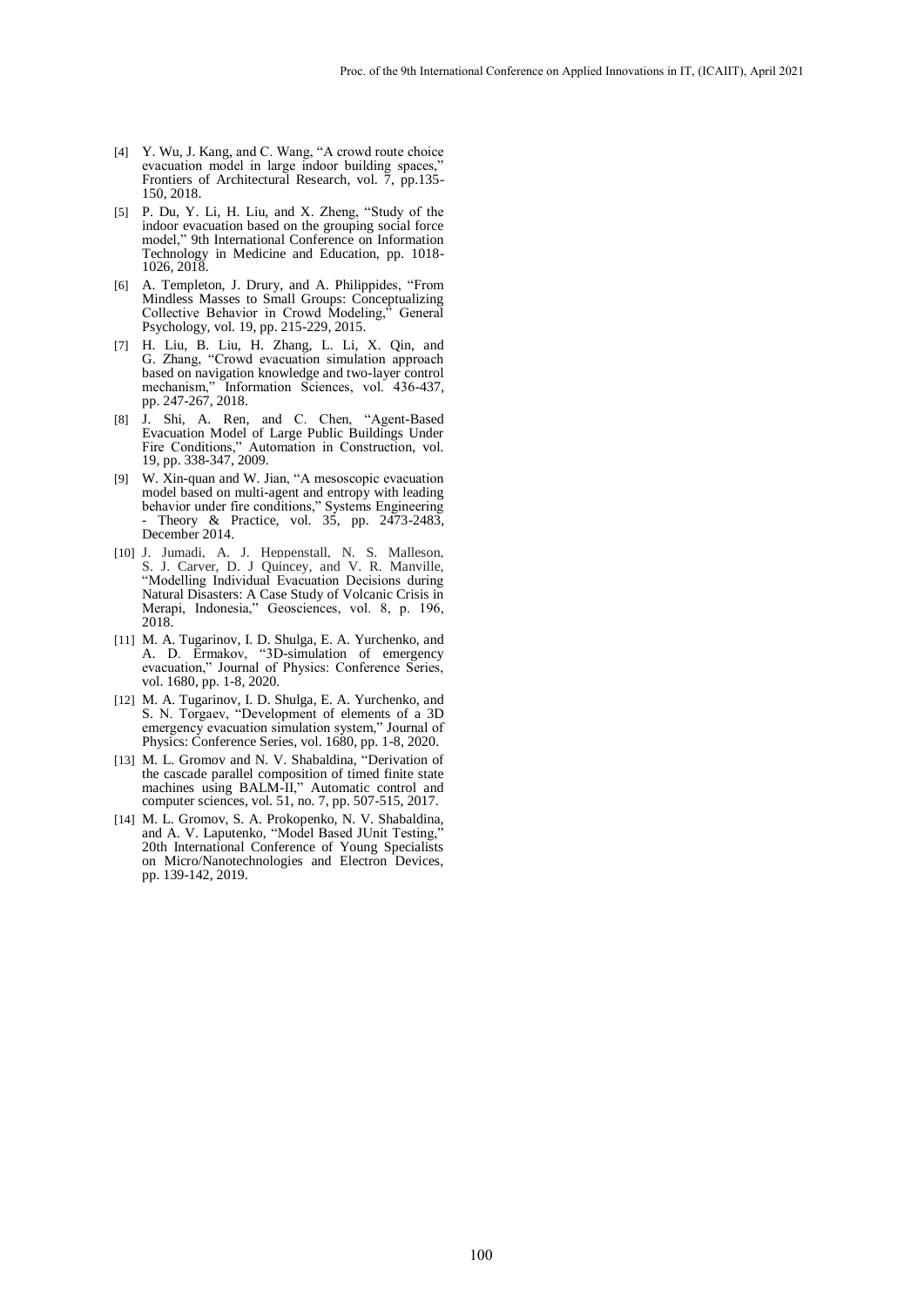[4] Y. Wu, J. Kang, and C. Wang, "A crowd route choice evacuation model in large indoor building spaces," Frontiers of Architectural Research, vol. 7, pp.135-150, 2018.

[5] P. Du, Y. Li, H. Liu, and X. Zheng, "Study of the indoor evacuation based on the grouping social force model," 9th International Conference on Information Technology in Medicine and Education, pp. 1018-1026, 2018.

[6] A. Templeton, J. Drury, and A. Philippides, "From Mindless Masses to Small Groups: Conceptualizing Collective Behavior in Crowd Modeling," General Psychology, vol. 19, pp. 215-229, 2015.

[7] H. Liu, B. Liu, H. Zhang, L. Li, X. Qin, and G. Zhang, "Crowd evacuation simulation approach based on navigation knowledge and two-layer control mechanism," Information Sciences, vol. 436-437, pp. 247-267, 2018.

[8] J. Shi, A. Ren, and C. Chen, "Agent-Based Evacuation Model of Large Public Buildings Under Fire Conditions," Automation in Construction, vol. 19, pp. 338-347, 2009.

[9] W. Xin-quan and W. Jian, "A mesoscopic evacuation model based on multi-agent and entropy with leading behavior under fire conditions," Systems Engineering - Theory & Practice, vol. 35, pp. 2473-2483, December 2014.

[10] J. Jumadi, A. J. Heppenstall, N. S. Malleson, S. J. Carver, D. J Quincey, and V. R. Manville, "Modelling Individual Evacuation Decisions during Natural Disasters: A Case Study of Volcanic Crisis in Merapi, Indonesia," Geosciences, vol. 8, p. 196, 2018.

[11] M. A. Tugarinov, I. D. Shulga, E. A. Yurchenko, and A. D. Ermakov, "3D-simulation of emergency evacuation," Journal of Physics: Conference Series, vol. 1680, pp. 1-8, 2020.

[12] M. A. Tugarinov, I. D. Shulga, E. A. Yurchenko, and S. N. Torgaev, "Development of elements of a 3D emergency evacuation simulation system," Journal of Physics: Conference Series, vol. 1680, pp. 1-8, 2020.

[13] M. L. Gromov and N. V. Shabaldina, "Derivation of the cascade parallel composition of timed finite state machines using BALM-II," Automatic control and computer sciences, vol. 51, no. 7, pp. 507-515, 2017.

[14] M. L. Gromov, S. A. Prokopenko, N. V. Shabaldina, and A. V. Laputenko, "Model Based JUnit Testing," 20th International Conference of Young Specialists on Micro/Nanotechnologies and Electron Devices, pp. 139-142, 2019.